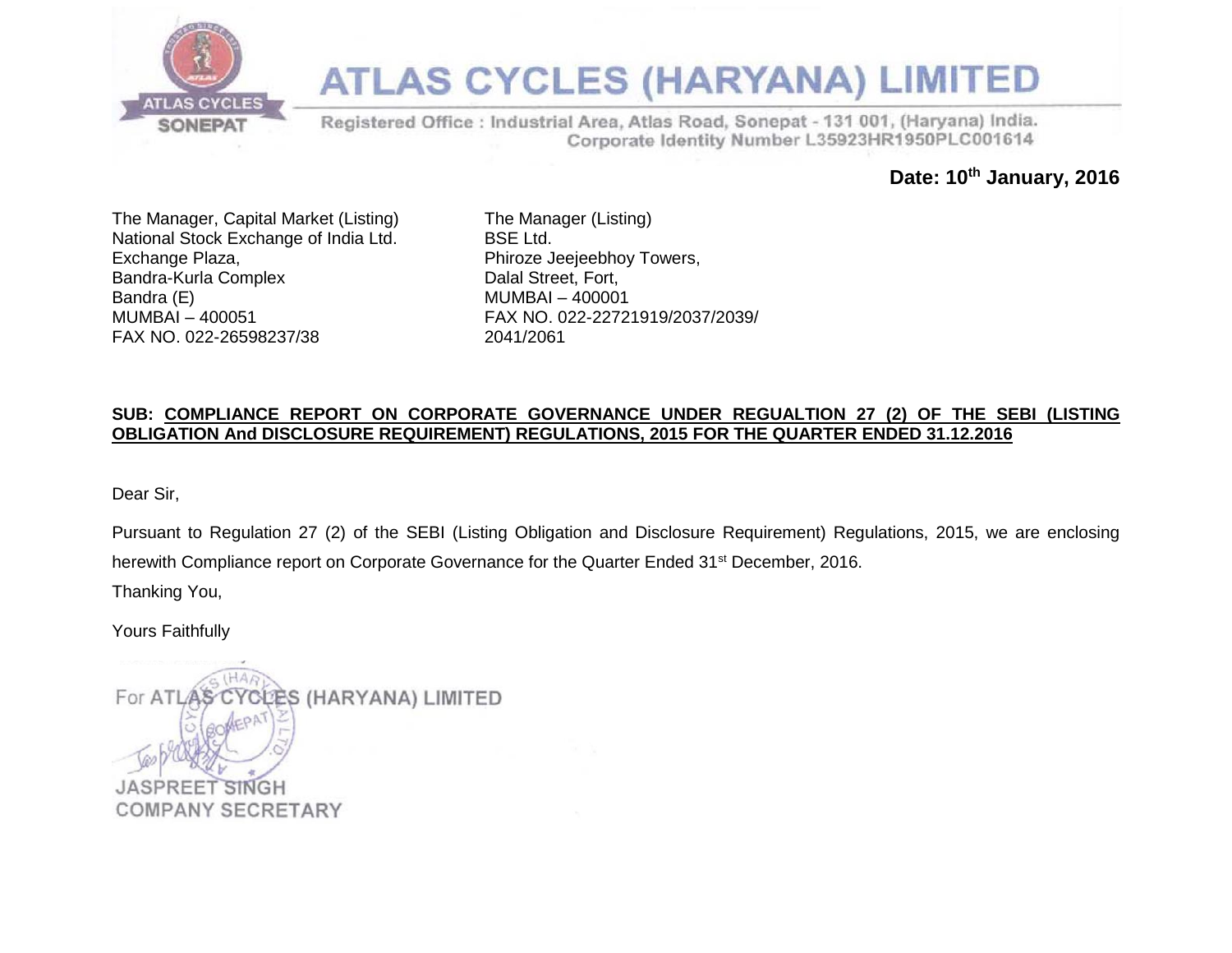# ATLAS CYCLES (HARYANA) LIMITED

Registered Office : Industrial Area, Atlas Road, Sonepat - 131 001, (Haryana) India.
Corporate Identity Number L35923HR1950PLC001614

**Date: 10th January, 2016**

The Manager, Capital Market (Listing)
National Stock Exchange of India Ltd.
Exchange Plaza,
Bandra-Kurla Complex
Bandra (E)
MUMBAI – 400051
FAX NO. 022-26598237/38

The Manager (Listing)
BSE Ltd.
Phiroze Jeejeebhoy Towers,
Dalal Street, Fort,
MUMBAI – 400001
FAX NO. 022-22721919/2037/2039/
2041/2061

**SUB: COMPLIANCE REPORT ON CORPORATE GOVERNANCE UNDER REGUALTION 27 (2) OF THE SEBI (LISTING OBLIGATION And DISCLOSURE REQUIREMENT) REGULATIONS, 2015 FOR THE QUARTER ENDED 31.12.2016**

Dear Sir,

Pursuant to Regulation 27 (2) of the SEBI (Listing Obligation and Disclosure Requirement) Regulations, 2015, we are enclosing herewith Compliance report on Corporate Governance for the Quarter Ended 31st December, 2016.

Thanking You,

Yours Faithfully

For ATLAS CYCLES (HARYANA) LIMITED

JASPREET SINGH
COMPANY SECRETARY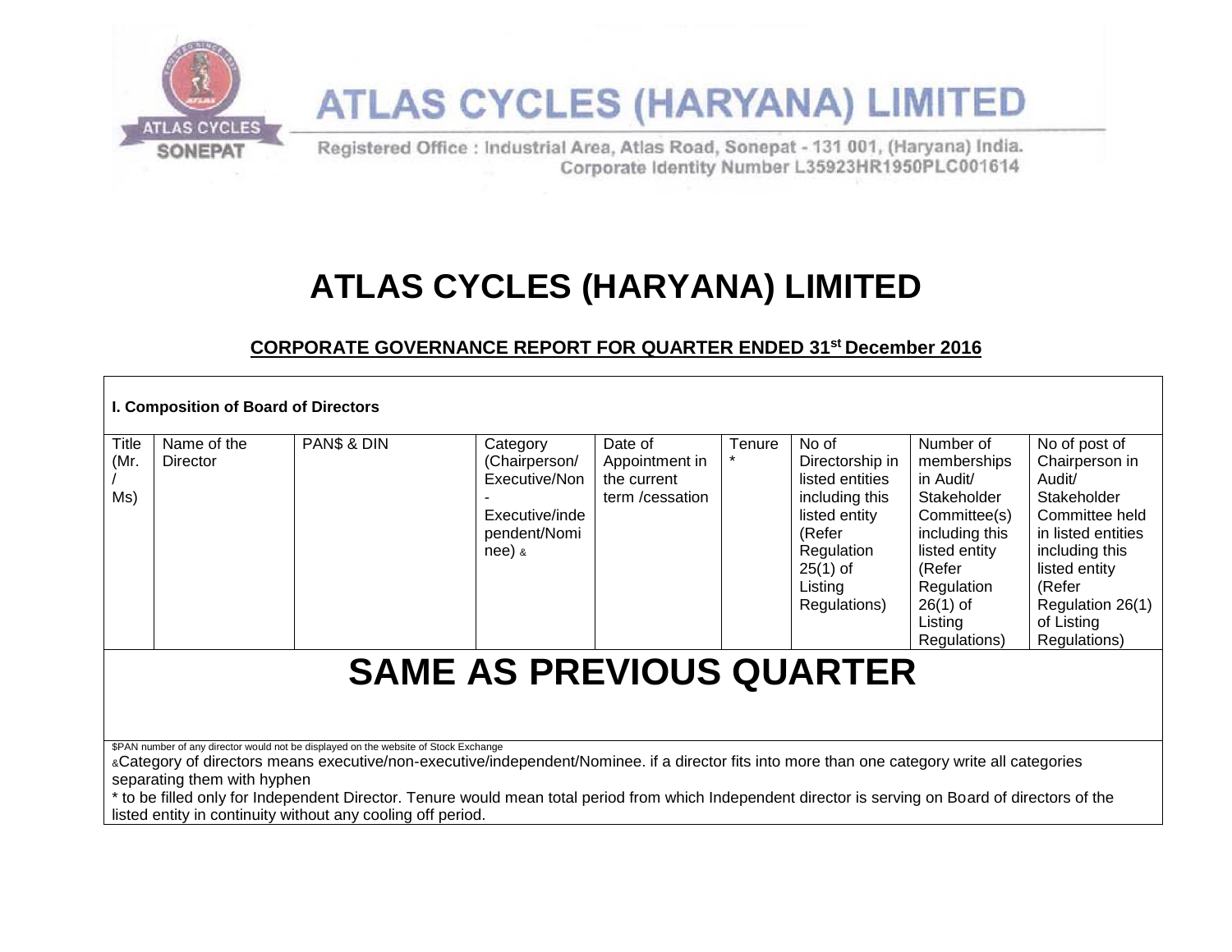ATLAS CYCLES (HARYANA) LIMITED

Registered Office : Industrial Area, Atlas Road, Sonepat - 131 001, (Haryana) India.
Corporate Identity Number L35923HR1950PLC001614

# ATLAS CYCLES (HARYANA) LIMITED

## CORPORATE GOVERNANCE REPORT FOR QUARTER ENDED 31st December 2016

**I. Composition of Board of Directors**

| Title (Mr. / Ms) | Name of the Director | PAN$ & DIN | Category (Chairperson/ Executive/Non - Executive/independent/Nominee) & | Date of Appointment in the current term /cessation | Tenure * | No of Directorship in listed entities including this listed entity (Refer Regulation 25(1) of Listing Regulations) | Number of memberships in Audit/ Stakeholder Committee(s) including this listed entity (Refer Regulation 26(1) of Listing Regulations) | No of post of Chairperson in Audit/ Stakeholder Committee held in listed entities including this listed entity (Refer Regulation 26(1) of Listing Regulations) |
|---|---|---|---|---|---|---|---|---|
| **SAME AS PREVIOUS QUARTER** | | | | | | | | |

$PAN number of any director would not be displayed on the website of Stock Exchange

&Category of directors means executive/non-executive/independent/Nominee. if a director fits into more than one category write all categories separating them with hyphen

* to be filled only for Independent Director. Tenure would mean total period from which Independent director is serving on Board of directors of the listed entity in continuity without any cooling off period.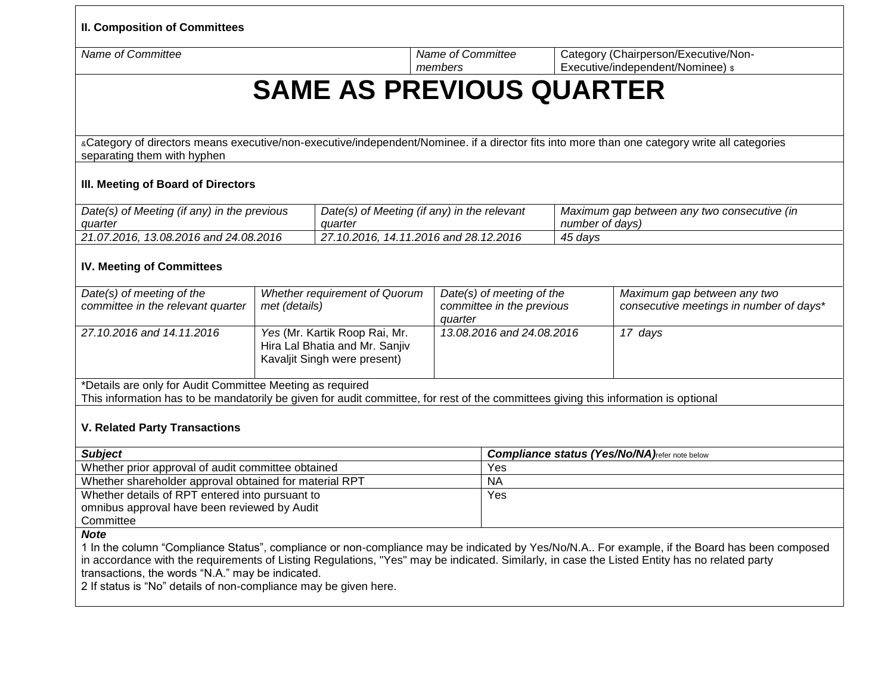### II. Composition of Committees

| *Name of Committee* | *Name of Committee members* | Category (Chairperson/Executive/Non-Executive/independent/Nominee) $ |
|---|---|---|
| **SAME AS PREVIOUS QUARTER** | | |

&Category of directors means executive/non-executive/independent/Nominee. if a director fits into more than one category write all categories separating them with hyphen

### III. Meeting of Board of Directors

| *Date(s) of Meeting (if any) in the previous quarter* | *Date(s) of Meeting (if any) in the relevant quarter* | *Maximum gap between any two consecutive (in number of days)* |
|---|---|---|
| *21.07.2016, 13.08.2016 and 24.08.2016* | *27.10.2016, 14.11.2016 and 28.12.2016* | *45 days* |

### IV. Meeting of Committees

| *Date(s) of meeting of the committee in the relevant quarter* | *Whether requirement of Quorum met (details)* | *Date(s) of meeting of the committee in the previous quarter* | *Maximum gap between any two consecutive meetings in number of days** |
|---|---|---|---|
| *27.10.2016 and 14.11.2016* | *Yes* (Mr. Kartik Roop Rai, Mr. Hira Lal Bhatia and Mr. Sanjiv Kavaljit Singh were present) | *13.08.2016 and 24.08.2016* | *17 days* |

*Details are only for Audit Committee Meeting as required
This information has to be mandatorily be given for audit committee, for rest of the committees giving this information is optional

### V. Related Party Transactions

| ***Subject*** | ***Compliance status (Yes/No/NA)*** refer note below |
|---|---|
| Whether prior approval of audit committee obtained | Yes |
| Whether shareholder approval obtained for material RPT | NA |
| Whether details of RPT entered into pursuant to omnibus approval have been reviewed by Audit Committee | Yes |

***Note***

1 In the column "Compliance Status", compliance or non-compliance may be indicated by Yes/No/N.A.. For example, if the Board has been composed in accordance with the requirements of Listing Regulations, "Yes" may be indicated. Similarly, in case the Listed Entity has no related party transactions, the words "N.A." may be indicated.

2 If status is "No" details of non-compliance may be given here.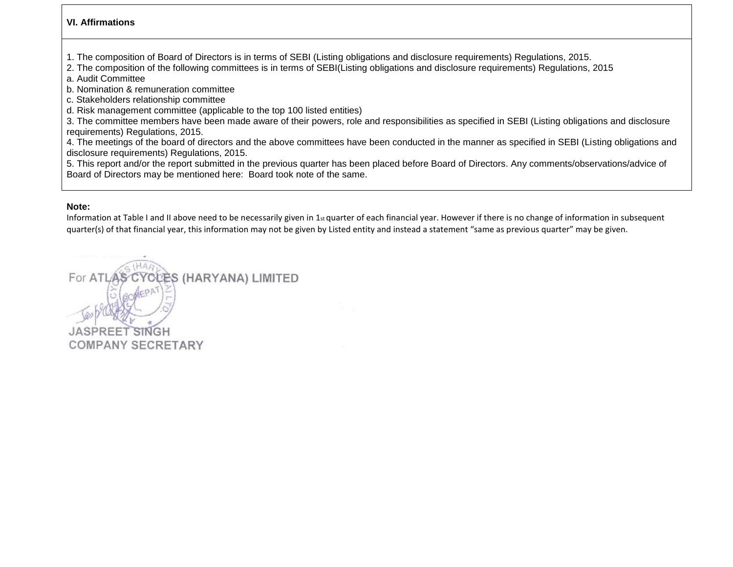**VI. Affirmations**

1. The composition of Board of Directors is in terms of SEBI (Listing obligations and disclosure requirements) Regulations, 2015.
2. The composition of the following committees is in terms of SEBI(Listing obligations and disclosure requirements) Regulations, 2015
a. Audit Committee
b. Nomination & remuneration committee
c. Stakeholders relationship committee
d. Risk management committee (applicable to the top 100 listed entities)
3. The committee members have been made aware of their powers, role and responsibilities as specified in SEBI (Listing obligations and disclosure requirements) Regulations, 2015.
4. The meetings of the board of directors and the above committees have been conducted in the manner as specified in SEBI (Listing obligations and disclosure requirements) Regulations, 2015.
5. This report and/or the report submitted in the previous quarter has been placed before Board of Directors. Any comments/observations/advice of Board of Directors may be mentioned here: Board took note of the same.

**Note:**
Information at Table I and II above need to be necessarily given in 1st quarter of each financial year. However if there is no change of information in subsequent quarter(s) of that financial year, this information may not be given by Listed entity and instead a statement "same as previous quarter" may be given.

For ATLAS CYCLES (HARYANA) LIMITED

JASPREET SINGH
COMPANY SECRETARY